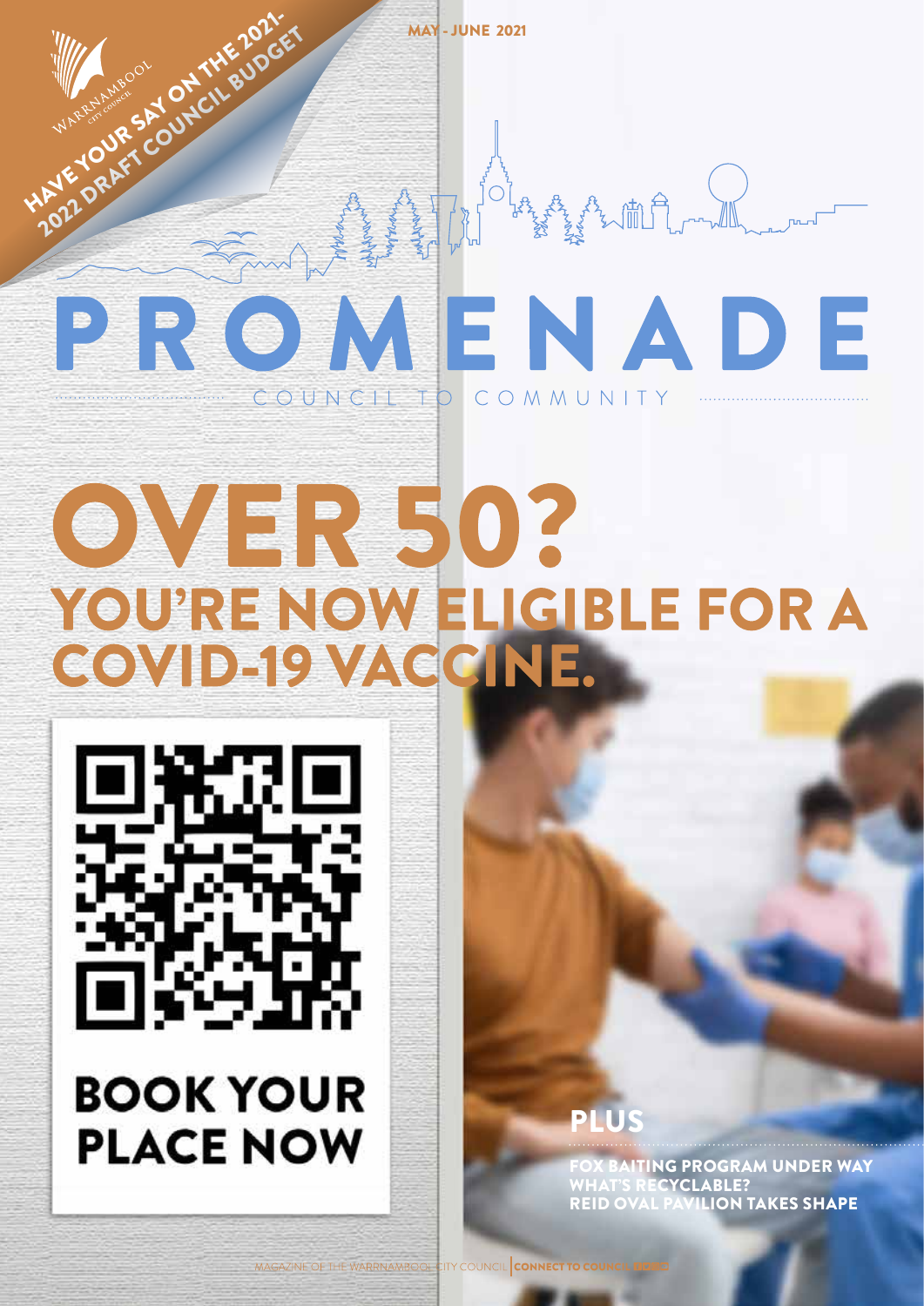HAVE YOUR SAY ON THE 2021-2022 DRAFT COUNCIL BUDGET

MAY - JUNE 2021

# PROMENADE

COUNCIL TO COMMUNITY

# OVER 50?

## YOU'RE NOW ELIGIBLE FOR A COVID-19 VACCINE.

**BOOK YOUR PLACE NOW**

## PLUS

- FOX BAITING PROGRAM UNDER WAY
- WHAT'S RECYCLABLE?
- REID OVAL PAVILION TAKES SHAPE

MAGAZINE OF THE WARRNAMBOOL CITY COUNCIL | CONNECT TO COUNCIL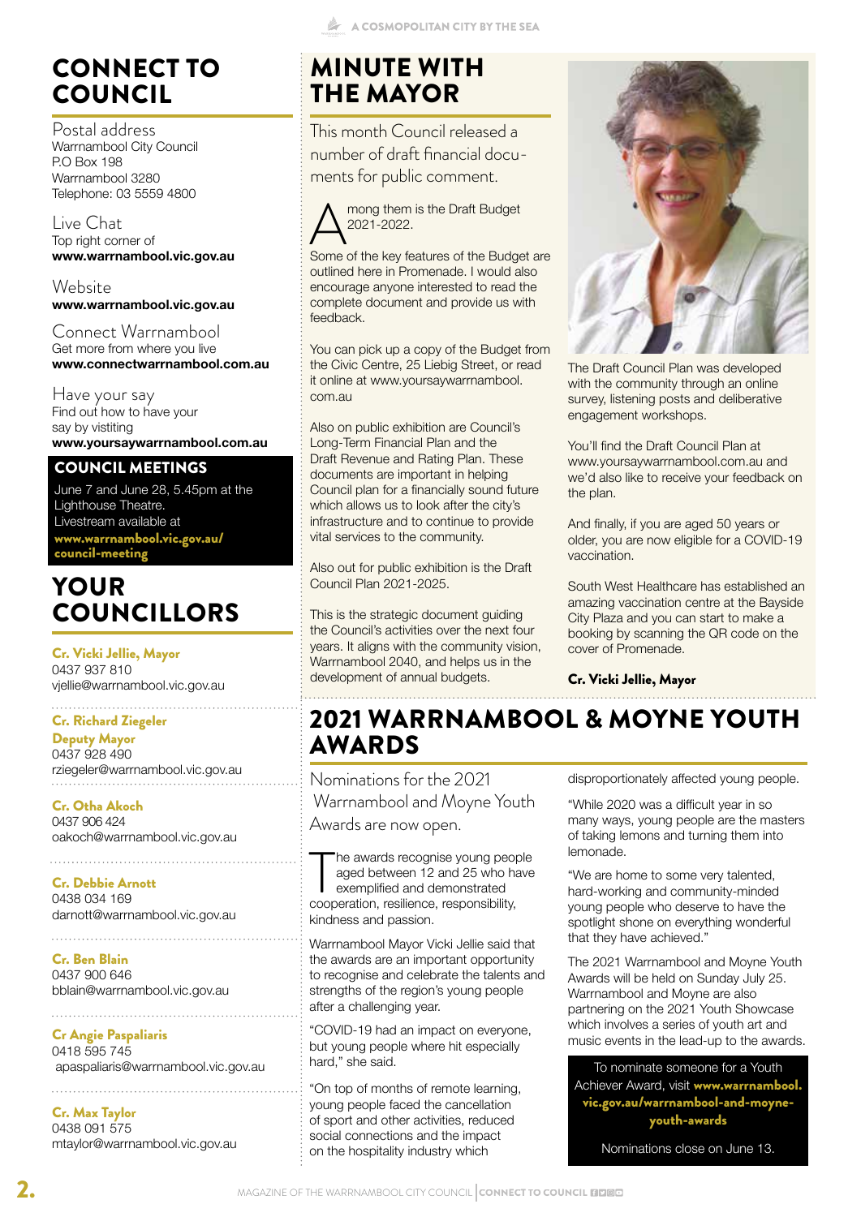# CONNECT TO COUNCIL

Postal address
Warrnambool City Council
P.O Box 198
Warrnambool 3280
Telephone: 03 5559 4800

Live Chat
Top right corner of
**www.warrnambool.vic.gov.au**

Website
**www.warrnambool.vic.gov.au**

Connect Warrnambool
Get more from where you live
**www.connectwarrnambool.com.au**

Have your say
Find out how to have your say by vistiting
**www.yoursaywarrnambool.com.au**

## COUNCIL MEETINGS

June 7 and June 28, 5.45pm at the Lighthouse Theatre.
Livestream available at
**www.warrnambool.vic.gov.au/council-meeting**

# YOUR COUNCILLORS

**Cr. Vicki Jellie, Mayor**
0437 937 810
vjellie@warrnambool.vic.gov.au

**Cr. Richard Ziegeler**
**Deputy Mayor**
0437 928 490
rziegeler@warrnambool.vic.gov.au

**Cr. Otha Akoch**
0437 906 424
oakoch@warrnambool.vic.gov.au

**Cr. Debbie Arnott**
0438 034 169
darnott@warrnambool.vic.gov.au

**Cr. Ben Blain**
0437 900 646
bblain@warrnambool.vic.gov.au

**Cr Angie Paspaliaris**
0418 595 745
apaspaliaris@warrnambool.vic.gov.au

**Cr. Max Taylor**
0438 091 575
mtaylor@warrnambool.vic.gov.au

# MINUTE WITH THE MAYOR

This month Council released a number of draft financial documents for public comment.

Among them is the Draft Budget 2021-2022.

Some of the key features of the Budget are outlined here in Promenade. I would also encourage anyone interested to read the complete document and provide us with feedback.

You can pick up a copy of the Budget from the Civic Centre, 25 Liebig Street, or read it online at www.yoursaywarrnambool.com.au

Also on public exhibition are Council's Long-Term Financial Plan and the Draft Revenue and Rating Plan. These documents are important in helping Council plan for a financially sound future which allows us to look after the city's infrastructure and to continue to provide vital services to the community.

Also out for public exhibition is the Draft Council Plan 2021-2025.

This is the strategic document guiding the Council's activities over the next four years. It aligns with the community vision, Warrnambool 2040, and helps us in the development of annual budgets.

The Draft Council Plan was developed with the community through an online survey, listening posts and deliberative engagement workshops.

You'll find the Draft Council Plan at www.yoursaywarrnambool.com.au and we'd also like to receive your feedback on the plan.

And finally, if you are aged 50 years or older, you are now eligible for a COVID-19 vaccination.

South West Healthcare has established an amazing vaccination centre at the Bayside City Plaza and you can start to make a booking by scanning the QR code on the cover of Promenade.

**Cr. Vicki Jellie, Mayor**

# 2021 WARRNAMBOOL & MOYNE YOUTH AWARDS

Nominations for the 2021 Warrnambool and Moyne Youth Awards are now open.

The awards recognise young people aged between 12 and 25 who have exemplified and demonstrated cooperation, resilience, responsibility, kindness and passion.

Warrnambool Mayor Vicki Jellie said that the awards are an important opportunity to recognise and celebrate the talents and strengths of the region's young people after a challenging year.

"COVID-19 had an impact on everyone, but young people where hit especially hard," she said.

"On top of months of remote learning, young people faced the cancellation of sport and other activities, reduced social connections and the impact on the hospitality industry which disproportionately affected young people.

"While 2020 was a difficult year in so many ways, young people are the masters of taking lemons and turning them into lemonade.

"We are home to some very talented, hard-working and community-minded young people who deserve to have the spotlight shone on everything wonderful that they have achieved."

The 2021 Warrnambool and Moyne Youth Awards will be held on Sunday July 25. Warrnambool and Moyne are also partnering on the 2021 Youth Showcase which involves a series of youth art and music events in the lead-up to the awards.

To nominate someone for a Youth Achiever Award, visit **www.warrnambool.vic.gov.au/warrnambool-and-moyne-youth-awards**

Nominations close on June 13.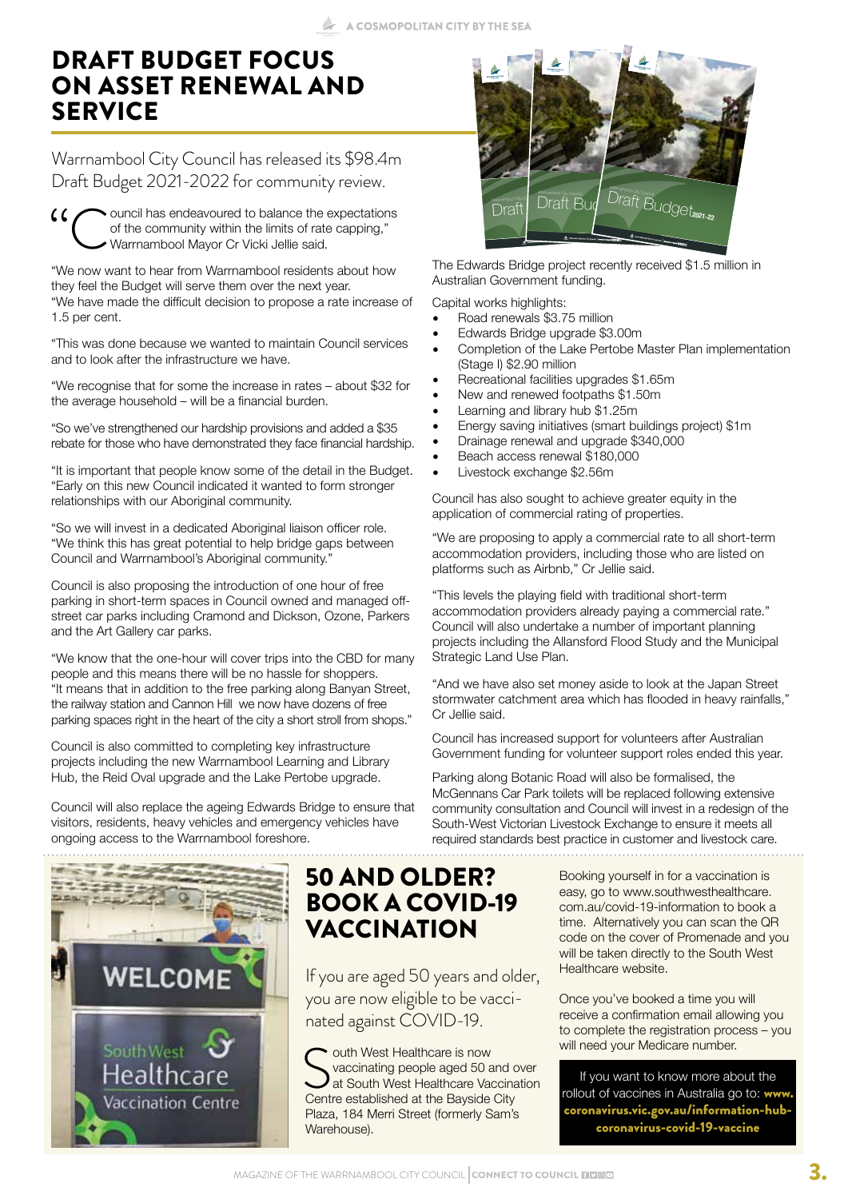# DRAFT BUDGET FOCUS ON ASSET RENEWAL AND SERVICE

Warrnambool City Council has released its $98.4m Draft Budget 2021-2022 for community review.

"Council has endeavoured to balance the expectations of the community within the limits of rate capping," Warrnambool Mayor Cr Vicki Jellie said.

"We now want to hear from Warrnambool residents about how they feel the Budget will serve them over the next year.
"We have made the difficult decision to propose a rate increase of 1.5 per cent.

"This was done because we wanted to maintain Council services and to look after the infrastructure we have.

"We recognise that for some the increase in rates – about $32 for the average household – will be a financial burden.

"So we've strengthened our hardship provisions and added a $35 rebate for those who have demonstrated they face financial hardship.

"It is important that people know some of the detail in the Budget.
"Early on this new Council indicated it wanted to form stronger relationships with our Aboriginal community.

"So we will invest in a dedicated Aboriginal liaison officer role.
"We think this has great potential to help bridge gaps between Council and Warrnambool's Aboriginal community."

Council is also proposing the introduction of one hour of free parking in short-term spaces in Council owned and managed off-street car parks including Cramond and Dickson, Ozone, Parkers and the Art Gallery car parks.

"We know that the one-hour will cover trips into the CBD for many people and this means there will be no hassle for shoppers.
"It means that in addition to the free parking along Banyan Street, the railway station and Cannon Hill we now have dozens of free parking spaces right in the heart of the city a short stroll from shops."

Council is also committed to completing key infrastructure projects including the new Warrnambool Learning and Library Hub, the Reid Oval upgrade and the Lake Pertobe upgrade.

Council will also replace the ageing Edwards Bridge to ensure that visitors, residents, heavy vehicles and emergency vehicles have ongoing access to the Warrnambool foreshore.

The Edwards Bridge project recently received $1.5 million in Australian Government funding.

Capital works highlights:

- Road renewals $3.75 million
- Edwards Bridge upgrade $3.00m
- Completion of the Lake Pertobe Master Plan implementation (Stage I) $2.90 million
- Recreational facilities upgrades $1.65m
- New and renewed footpaths $1.50m
- Learning and library hub $1.25m
- Energy saving initiatives (smart buildings project) $1m
- Drainage renewal and upgrade $340,000
- Beach access renewal $180,000
- Livestock exchange $2.56m

Council has also sought to achieve greater equity in the application of commercial rating of properties.

"We are proposing to apply a commercial rate to all short-term accommodation providers, including those who are listed on platforms such as Airbnb," Cr Jellie said.

"This levels the playing field with traditional short-term accommodation providers already paying a commercial rate."
Council will also undertake a number of important planning projects including the Allansford Flood Study and the Municipal Strategic Land Use Plan.

"And we have also set money aside to look at the Japan Street stormwater catchment area which has flooded in heavy rainfalls," Cr Jellie said.

Council has increased support for volunteers after Australian Government funding for volunteer support roles ended this year.

Parking along Botanic Road will also be formalised, the McGennans Car Park toilets will be replaced following extensive community consultation and Council will invest in a redesign of the South-West Victorian Livestock Exchange to ensure it meets all required standards best practice in customer and livestock care.

# 50 AND OLDER? BOOK A COVID-19 VACCINATION

If you are aged 50 years and older, you are now eligible to be vaccinated against COVID-19.

South West Healthcare is now vaccinating people aged 50 and over at South West Healthcare Vaccination Centre established at the Bayside City Plaza, 184 Merri Street (formerly Sam's Warehouse).

Booking yourself in for a vaccination is easy, go to www.southwesthealthcare.com.au/covid-19-information to book a time. Alternatively you can scan the QR code on the cover of Promenade and you will be taken directly to the South West Healthcare website.

Once you've booked a time you will receive a confirmation email allowing you to complete the registration process – you will need your Medicare number.

If you want to know more about the rollout of vaccines in Australia go to: **www.coronavirus.vic.gov.au/information-hub-coronavirus-covid-19-vaccine**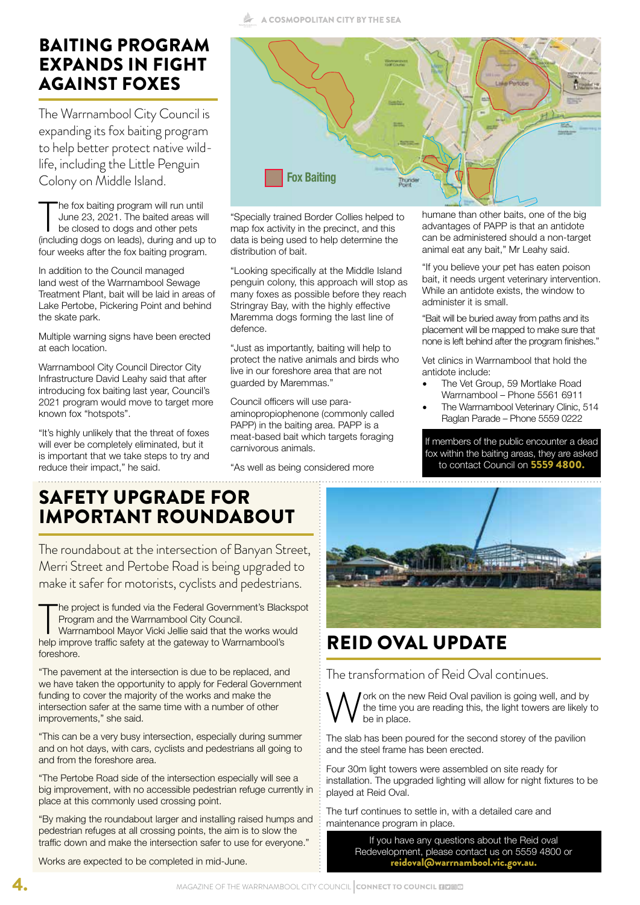# BAITING PROGRAM EXPANDS IN FIGHT AGAINST FOXES

The Warrnambool City Council is expanding its fox baiting program to help better protect native wildlife, including the Little Penguin Colony on Middle Island.

The fox baiting program will run until June 23, 2021. The baited areas will be closed to dogs and other pets (including dogs on leads), during and up to four weeks after the fox baiting program.

In addition to the Council managed land west of the Warrnambool Sewage Treatment Plant, bait will be laid in areas of Lake Pertobe, Pickering Point and behind the skate park.

Multiple warning signs have been erected at each location.

Warrnambool City Council Director City Infrastructure David Leahy said that after introducing fox baiting last year, Council's 2021 program would move to target more known fox "hotspots".

"It's highly unlikely that the threat of foxes will ever be completely eliminated, but it is important that we take steps to try and reduce their impact," he said.

"Specially trained Border Collies helped to map fox activity in the precinct, and this data is being used to help determine the distribution of bait.

"Looking specifically at the Middle Island penguin colony, this approach will stop as many foxes as possible before they reach Stringray Bay, with the highly effective Maremma dogs forming the last line of defence.

"Just as importantly, baiting will help to protect the native animals and birds who live in our foreshore area that are not guarded by Maremmas."

Council officers will use para-aminopropiophenone (commonly called PAPP) in the baiting area. PAPP is a meat-based bait which targets foraging carnivorous animals.

"As well as being considered more humane than other baits, one of the big advantages of PAPP is that an antidote can be administered should a non-target animal eat any bait," Mr Leahy said.

"If you believe your pet has eaten poison bait, it needs urgent veterinary intervention. While an antidote exists, the window to administer it is small.

"Bait will be buried away from paths and its placement will be mapped to make sure that none is left behind after the program finishes."

Vet clinics in Warrnambool that hold the antidote include:

- The Vet Group, 59 Mortlake Road Warrnambool – Phone 5561 6911
- The Warrnambool Veterinary Clinic, 514 Raglan Parade – Phone 5559 0222

If members of the public encounter a dead fox within the baiting areas, they are asked to contact Council on **5559 4800.**

# SAFETY UPGRADE FOR IMPORTANT ROUNDABOUT

The roundabout at the intersection of Banyan Street, Merri Street and Pertobe Road is being upgraded to make it safer for motorists, cyclists and pedestrians.

The project is funded via the Federal Government's Blackspot Program and the Warrnambool City Council. Warrnambool Mayor Vicki Jellie said that the works would help improve traffic safety at the gateway to Warrnambool's foreshore.

"The pavement at the intersection is due to be replaced, and we have taken the opportunity to apply for Federal Government funding to cover the majority of the works and make the intersection safer at the same time with a number of other improvements," she said.

"This can be a very busy intersection, especially during summer and on hot days, with cars, cyclists and pedestrians all going to and from the foreshore area.

"The Pertobe Road side of the intersection especially will see a big improvement, with no accessible pedestrian refuge currently in place at this commonly used crossing point.

"By making the roundabout larger and installing raised humps and pedestrian refuges at all crossing points, the aim is to slow the traffic down and make the intersection safer to use for everyone."

Works are expected to be completed in mid-June.

# REID OVAL UPDATE

The transformation of Reid Oval continues.

Work on the new Reid Oval pavilion is going well, and by the time you are reading this, the light towers are likely to be in place.

The slab has been poured for the second storey of the pavilion and the steel frame has been erected.

Four 30m light towers were assembled on site ready for installation. The upgraded lighting will allow for night fixtures to be played at Reid Oval.

The turf continues to settle in, with a detailed care and maintenance program in place.

If you have any questions about the Reid oval Redevelopment, please contact us on 5559 4800 or **reidoval@warrnambool.vic.gov.au.**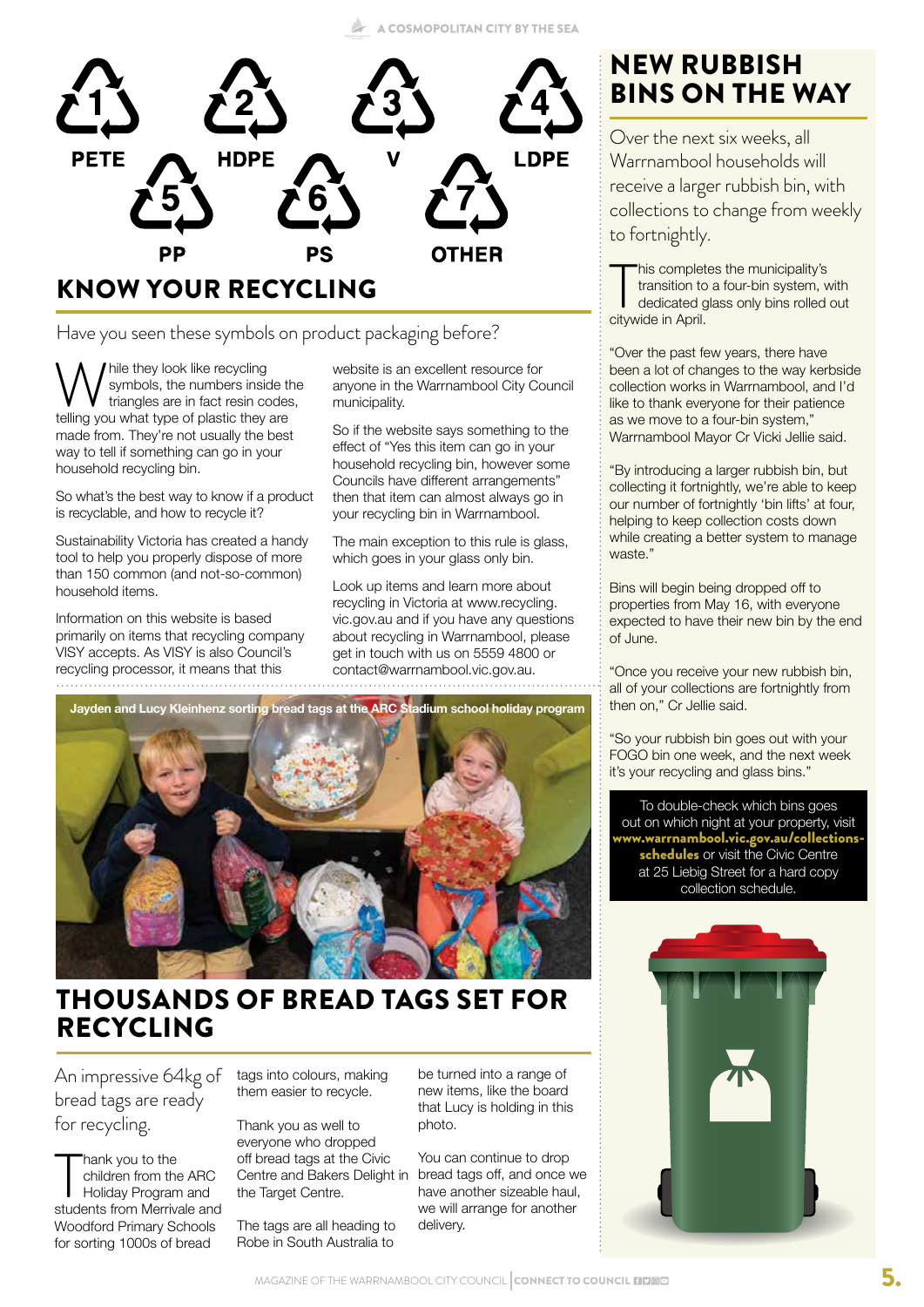1 PETE, 2 HDPE, 3 V, 4 LDPE, 5 PP, 6 PS, 7 OTHER

## KNOW YOUR RECYCLING

Have you seen these symbols on product packaging before?

While they look like recycling symbols, the numbers inside the triangles are in fact resin codes, telling you what type of plastic they are made from. They're not usually the best way to tell if something can go in your household recycling bin.

So what's the best way to know if a product is recyclable, and how to recycle it?

Sustainability Victoria has created a handy tool to help you properly dispose of more than 150 common (and not-so-common) household items.

Information on this website is based primarily on items that recycling company VISY accepts. As VISY is also Council's recycling processor, it means that this website is an excellent resource for anyone in the Warrnambool City Council municipality.

So if the website says something to the effect of "Yes this item can go in your household recycling bin, however some Councils have different arrangements" then that item can almost always go in your recycling bin in Warrnambool.

The main exception to this rule is glass, which goes in your glass only bin.

Look up items and learn more about recycling in Victoria at www.recycling.vic.gov.au and if you have any questions about recycling in Warrnambool, please get in touch with us on 5559 4800 or contact@warrnambool.vic.gov.au.

Jayden and Lucy Kleinhenz sorting bread tags at the ARC Stadium school holiday program

## THOUSANDS OF BREAD TAGS SET FOR RECYCLING

An impressive 64kg of bread tags are ready for recycling.

Thank you to the children from the ARC Holiday Program and students from Merrivale and Woodford Primary Schools for sorting 1000s of bread tags into colours, making them easier to recycle.

Thank you as well to everyone who dropped off bread tags at the Civic Centre and Bakers Delight in the Target Centre.

The tags are all heading to Robe in South Australia to be turned into a range of new items, like the board that Lucy is holding in this photo.

You can continue to drop bread tags off, and once we have another sizeable haul, we will arrange for another delivery.

## NEW RUBBISH BINS ON THE WAY

Over the next six weeks, all Warrnambool households will receive a larger rubbish bin, with collections to change from weekly to fortnightly.

This completes the municipality's transition to a four-bin system, with dedicated glass only bins rolled out citywide in April.

"Over the past few years, there have been a lot of changes to the way kerbside collection works in Warrnambool, and I'd like to thank everyone for their patience as we move to a four-bin system," Warrnambool Mayor Cr Vicki Jellie said.

"By introducing a larger rubbish bin, but collecting it fortnightly, we're able to keep our number of fortnightly 'bin lifts' at four, helping to keep collection costs down while creating a better system to manage waste."

Bins will begin being dropped off to properties from May 16, with everyone expected to have their new bin by the end of June.

"Once you receive your new rubbish bin, all of your collections are fortnightly from then on," Cr Jellie said.

"So your rubbish bin goes out with your FOGO bin one week, and the next week it's your recycling and glass bins."

To double-check which bins goes out on which night at your property, visit **www.warrnambool.vic.gov.au/collections-schedules** or visit the Civic Centre at 25 Liebig Street for a hard copy collection schedule.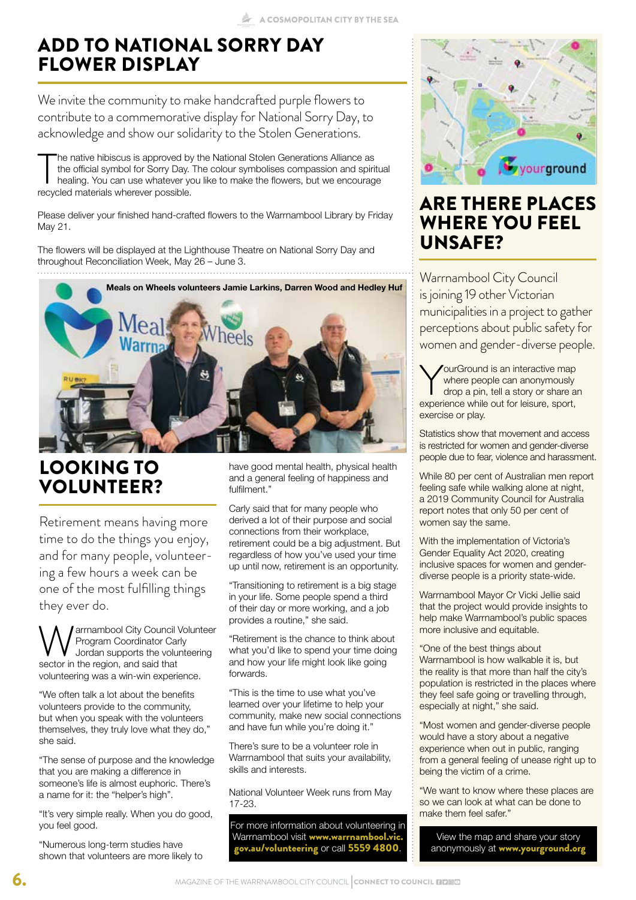# ADD TO NATIONAL SORRY DAY FLOWER DISPLAY

We invite the community to make handcrafted purple flowers to contribute to a commemorative display for National Sorry Day, to acknowledge and show our solidarity to the Stolen Generations.

The native hibiscus is approved by the National Stolen Generations Alliance as the official symbol for Sorry Day. The colour symbolises compassion and spiritual healing. You can use whatever you like to make the flowers, but we encourage recycled materials wherever possible.

Please deliver your finished hand-crafted flowers to the Warrnambool Library by Friday May 21.

The flowers will be displayed at the Lighthouse Theatre on National Sorry Day and throughout Reconciliation Week, May 26 – June 3.

**Meals on Wheels volunteers Jamie Larkins, Darren Wood and Hedley Huf**

# LOOKING TO VOLUNTEER?

Retirement means having more time to do the things you enjoy, and for many people, volunteering a few hours a week can be one of the most fulfilling things they ever do.

Warrnambool City Council Volunteer Program Coordinator Carly Jordan supports the volunteering sector in the region, and said that volunteering was a win-win experience.

"We often talk a lot about the benefits volunteers provide to the community, but when you speak with the volunteers themselves, they truly love what they do," she said.

"The sense of purpose and the knowledge that you are making a difference in someone's life is almost euphoric. There's a name for it: the "helper's high".

"It's very simple really. When you do good, you feel good.

"Numerous long-term studies have shown that volunteers are more likely to have good mental health, physical health and a general feeling of happiness and fulfilment."

Carly said that for many people who derived a lot of their purpose and social connections from their workplace, retirement could be a big adjustment. But regardless of how you've used your time up until now, retirement is an opportunity.

"Transitioning to retirement is a big stage in your life. Some people spend a third of their day or more working, and a job provides a routine," she said.

"Retirement is the chance to think about what you'd like to spend your time doing and how your life might look like going forwards.

"This is the time to use what you've learned over your lifetime to help your community, make new social connections and have fun while you're doing it."

There's sure to be a volunteer role in Warrnambool that suits your availability, skills and interests.

National Volunteer Week runs from May 17-23.

For more information about volunteering in Warrnambool visit **www.warrnambool.vic.gov.au/volunteering** or call **5559 4800**.

# ARE THERE PLACES WHERE YOU FEEL UNSAFE?

Warrnambool City Council is joining 19 other Victorian municipalities in a project to gather perceptions about public safety for women and gender-diverse people.

YourGround is an interactive map where people can anonymously drop a pin, tell a story or share an experience while out for leisure, sport, exercise or play.

Statistics show that movement and access is restricted for women and gender-diverse people due to fear, violence and harassment.

While 80 per cent of Australian men report feeling safe while walking alone at night, a 2019 Community Council for Australia report notes that only 50 per cent of women say the same.

With the implementation of Victoria's Gender Equality Act 2020, creating inclusive spaces for women and gender-diverse people is a priority state-wide.

Warrnambool Mayor Cr Vicki Jellie said that the project would provide insights to help make Warrnambool's public spaces more inclusive and equitable.

"One of the best things about Warrnambool is how walkable it is, but the reality is that more than half the city's population is restricted in the places where they feel safe going or travelling through, especially at night," she said.

"Most women and gender-diverse people would have a story about a negative experience when out in public, ranging from a general feeling of unease right up to being the victim of a crime.

"We want to know where these places are so we can look at what can be done to make them feel safer."

View the map and share your story anonymously at **www.yourground.org**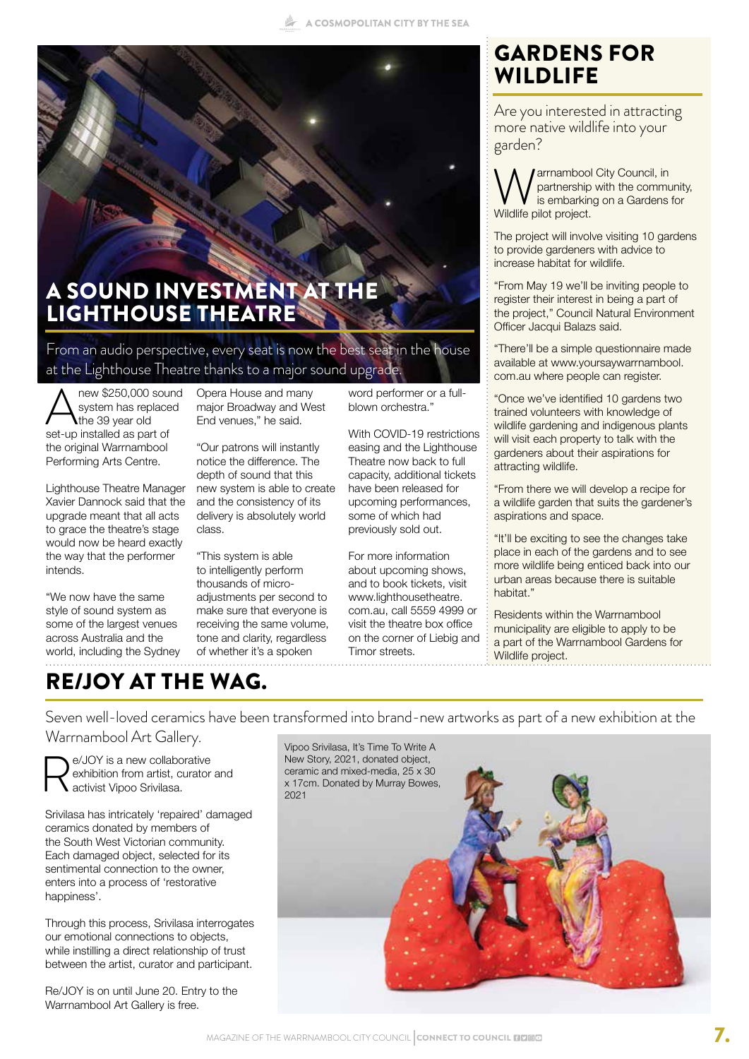# A SOUND INVESTMENT AT THE LIGHTHOUSE THEATRE

From an audio perspective, every seat is now the best seat in the house at the Lighthouse Theatre thanks to a major sound upgrade.

A new $250,000 sound system has replaced the 39 year old set-up installed as part of the original Warrnambool Performing Arts Centre.

Lighthouse Theatre Manager Xavier Dannock said that the upgrade meant that all acts to grace the theatre's stage would now be heard exactly the way that the performer intends.

"We now have the same style of sound system as some of the largest venues across Australia and the world, including the Sydney Opera House and many major Broadway and West End venues," he said.

"Our patrons will instantly notice the difference. The depth of sound that this new system is able to create and the consistency of its delivery is absolutely world class.

"This system is able to intelligently perform thousands of micro-adjustments per second to make sure that everyone is receiving the same volume, tone and clarity, regardless of whether it's a spoken word performer or a full-blown orchestra."

With COVID-19 restrictions easing and the Lighthouse Theatre now back to full capacity, additional tickets have been released for upcoming performances, some of which had previously sold out.

For more information about upcoming shows, and to book tickets, visit www.lighthousetheatre.com.au, call 5559 4999 or visit the theatre box office on the corner of Liebig and Timor streets.

# GARDENS FOR WILDLIFE

Are you interested in attracting more native wildlife into your garden?

Warrnambool City Council, in partnership with the community, is embarking on a Gardens for Wildlife pilot project.

The project will involve visiting 10 gardens to provide gardeners with advice to increase habitat for wildlife.

"From May 19 we'll be inviting people to register their interest in being a part of the project," Council Natural Environment Officer Jacqui Balazs said.

"There'll be a simple questionnaire made available at www.yoursaywarrnambool.com.au where people can register.

"Once we've identified 10 gardens two trained volunteers with knowledge of wildlife gardening and indigenous plants will visit each property to talk with the gardeners about their aspirations for attracting wildlife.

"From there we will develop a recipe for a wildlife garden that suits the gardener's aspirations and space.

"It'll be exciting to see the changes take place in each of the gardens and to see more wildlife being enticed back into our urban areas because there is suitable habitat."

Residents within the Warrnambool municipality are eligible to apply to be a part of the Warrnambool Gardens for Wildlife project.

# RE/JOY AT THE WAG.

Seven well-loved ceramics have been transformed into brand-new artworks as part of a new exhibition at the Warrnambool Art Gallery.

Re/JOY is a new collaborative exhibition from artist, curator and activist Vipoo Srivilasa.

Srivilasa has intricately 'repaired' damaged ceramics donated by members of the South West Victorian community. Each damaged object, selected for its sentimental connection to the owner, enters into a process of 'restorative happiness'.

Through this process, Srivilasa interrogates our emotional connections to objects, while instilling a direct relationship of trust between the artist, curator and participant.

Re/JOY is on until June 20. Entry to the Warrnambool Art Gallery is free.

Vipoo Srivilasa, It's Time To Write A New Story, 2021, donated object, ceramic and mixed-media, 25 x 30 x 17cm. Donated by Murray Bowes, 2021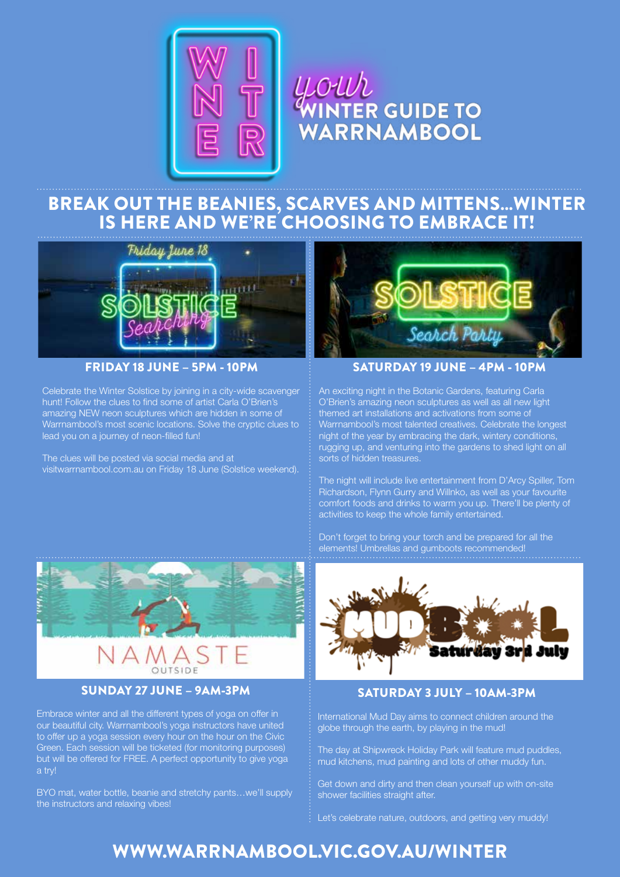# WINTER

## *your* WINTER GUIDE TO WARRNAMBOOL

## BREAK OUT THE BEANIES, SCARVES AND MITTENS...WINTER IS HERE AND WE'RE CHOOSING TO EMBRACE IT!

Friday June 18

SOLSTICE Searching

### FRIDAY 18 JUNE – 5PM - 10PM

Celebrate the Winter Solstice by joining in a city-wide scavenger hunt! Follow the clues to find some of artist Carla O'Brien's amazing NEW neon sculptures which are hidden in some of Warrnambool's most scenic locations. Solve the cryptic clues to lead you on a journey of neon-filled fun!

The clues will be posted via social media and at visitwarrnambool.com.au on Friday 18 June (Solstice weekend).

SOLSTICE Search Party

### SATURDAY 19 JUNE – 4PM - 10PM

An exciting night in the Botanic Gardens, featuring Carla O'Brien's amazing neon sculptures as well as all new light themed art installations and activations from some of Warrnambool's most talented creatives. Celebrate the longest night of the year by embracing the dark, wintery conditions, rugging up, and venturing into the gardens to shed light on all sorts of hidden treasures.

The night will include live entertainment from D'Arcy Spiller, Tom Richardson, Flynn Gurry and Willnko, as well as your favourite comfort foods and drinks to warm you up. There'll be plenty of activities to keep the whole family entertained.

Don't forget to bring your torch and be prepared for all the elements! Umbrellas and gumboots recommended!

NAMASTE OUTSIDE

### SUNDAY 27 JUNE – 9AM-3PM

Embrace winter and all the different types of yoga on offer in our beautiful city. Warrnambool's yoga instructors have united to offer up a yoga session every hour on the hour on the Civic Green. Each session will be ticketed (for monitoring purposes) but will be offered for FREE. A perfect opportunity to give yoga a try!

BYO mat, water bottle, beanie and stretchy pants…we'll supply the instructors and relaxing vibes!

MUDBOOL Saturday 3rd July

### SATURDAY 3 JULY – 10AM-3PM

International Mud Day aims to connect children around the globe through the earth, by playing in the mud!

The day at Shipwreck Holiday Park will feature mud puddles, mud kitchens, mud painting and lots of other muddy fun.

Get down and dirty and then clean yourself up with on-site shower facilities straight after.

Let's celebrate nature, outdoors, and getting very muddy!

## WWW.WARRNAMBOOL.VIC.GOV.AU/WINTER